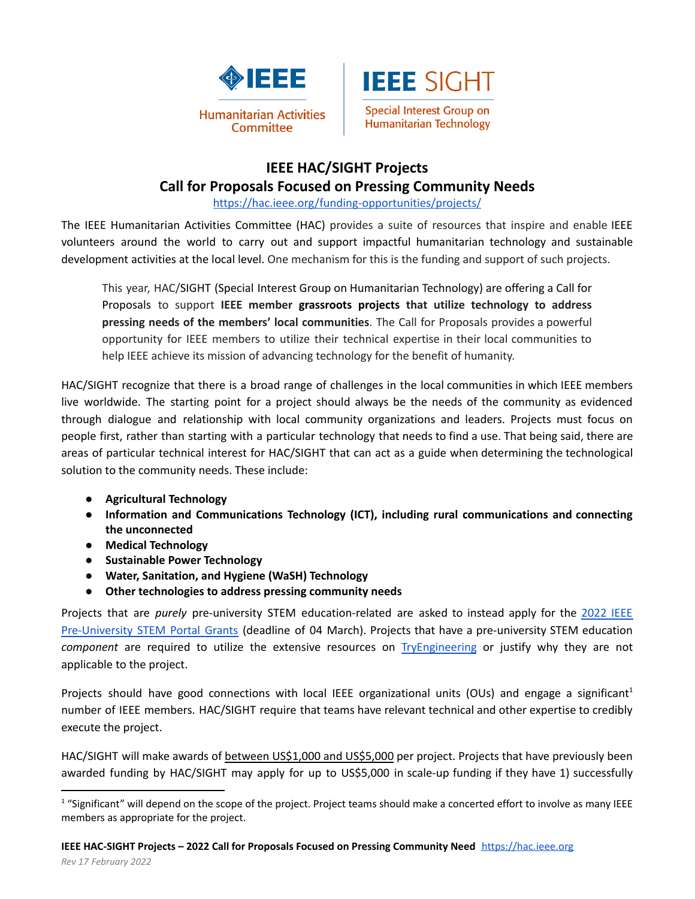IEEE Humanitarian Activities Committee | IEEE SIGHT Special Interest Group on Humanitarian Technology

# IEEE HAC/SIGHT Projects
# Call for Proposals Focused on Pressing Community Needs

https://hac.ieee.org/funding-opportunities/projects/

The IEEE Humanitarian Activities Committee (HAC) provides a suite of resources that inspire and enable IEEE volunteers around the world to carry out and support impactful humanitarian technology and sustainable development activities at the local level. One mechanism for this is the funding and support of such projects.

> This year, HAC/SIGHT (Special Interest Group on Humanitarian Technology) are offering a Call for Proposals to support **IEEE member grassroots projects that utilize technology to address pressing needs of the members' local communities**. The Call for Proposals provides a powerful opportunity for IEEE members to utilize their technical expertise in their local communities to help IEEE achieve its mission of advancing technology for the benefit of humanity.

HAC/SIGHT recognize that there is a broad range of challenges in the local communities in which IEEE members live worldwide. The starting point for a project should always be the needs of the community as evidenced through dialogue and relationship with local community organizations and leaders. Projects must focus on people first, rather than starting with a particular technology that needs to find a use. That being said, there are areas of particular technical interest for HAC/SIGHT that can act as a guide when determining the technological solution to the community needs. These include:

- **Agricultural Technology**
- **Information and Communications Technology (ICT), including rural communications and connecting the unconnected**
- **Medical Technology**
- **Sustainable Power Technology**
- **Water, Sanitation, and Hygiene (WaSH) Technology**
- **Other technologies to address pressing community needs**

Projects that are *purely* pre-university STEM education-related are asked to instead apply for the 2022 IEEE Pre-University STEM Portal Grants (deadline of 04 March). Projects that have a pre-university STEM education *component* are required to utilize the extensive resources on TryEngineering or justify why they are not applicable to the project.

Projects should have good connections with local IEEE organizational units (OUs) and engage a significant[1] number of IEEE members. HAC/SIGHT require that teams have relevant technical and other expertise to credibly execute the project.

HAC/SIGHT will make awards of between US$1,000 and US$5,000 per project. Projects that have previously been awarded funding by HAC/SIGHT may apply for up to US$5,000 in scale-up funding if they have 1) successfully

[1] "Significant" will depend on the scope of the project. Project teams should make a concerted effort to involve as many IEEE members as appropriate for the project.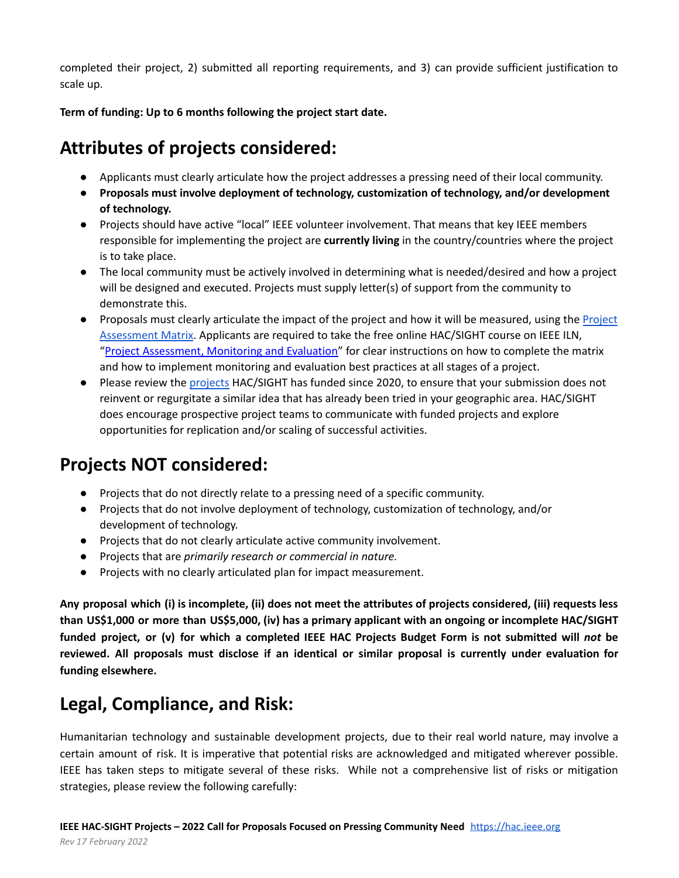completed their project, 2) submitted all reporting requirements, and 3) can provide sufficient justification to scale up.

**Term of funding: Up to 6 months following the project start date.**

# Attributes of projects considered:

- Applicants must clearly articulate how the project addresses a pressing need of their local community.
- **Proposals must involve deployment of technology, customization of technology, and/or development of technology.**
- Projects should have active "local" IEEE volunteer involvement. That means that key IEEE members responsible for implementing the project are **currently living** in the country/countries where the project is to take place.
- The local community must be actively involved in determining what is needed/desired and how a project will be designed and executed. Projects must supply letter(s) of support from the community to demonstrate this.
- Proposals must clearly articulate the impact of the project and how it will be measured, using the [Project Assessment Matrix](). Applicants are required to take the free online HAC/SIGHT course on IEEE ILN, "[Project Assessment, Monitoring and Evaluation]()" for clear instructions on how to complete the matrix and how to implement monitoring and evaluation best practices at all stages of a project.
- Please review the [projects]() HAC/SIGHT has funded since 2020, to ensure that your submission does not reinvent or regurgitate a similar idea that has already been tried in your geographic area. HAC/SIGHT does encourage prospective project teams to communicate with funded projects and explore opportunities for replication and/or scaling of successful activities.

# Projects NOT considered:

- Projects that do not directly relate to a pressing need of a specific community.
- Projects that do not involve deployment of technology, customization of technology, and/or development of technology.
- Projects that do not clearly articulate active community involvement.
- Projects that are *primarily research or commercial in nature.*
- Projects with no clearly articulated plan for impact measurement.

**Any proposal which (i) is incomplete, (ii) does not meet the attributes of projects considered, (iii) requests less than US$1,000 or more than US$5,000, (iv) has a primary applicant with an ongoing or incomplete HAC/SIGHT funded project, or (v) for which a completed IEEE HAC Projects Budget Form is not submitted will *not* be reviewed. All proposals must disclose if an identical or similar proposal is currently under evaluation for funding elsewhere.**

# Legal, Compliance, and Risk:

Humanitarian technology and sustainable development projects, due to their real world nature, may involve a certain amount of risk. It is imperative that potential risks are acknowledged and mitigated wherever possible. IEEE has taken steps to mitigate several of these risks. While not a comprehensive list of risks or mitigation strategies, please review the following carefully: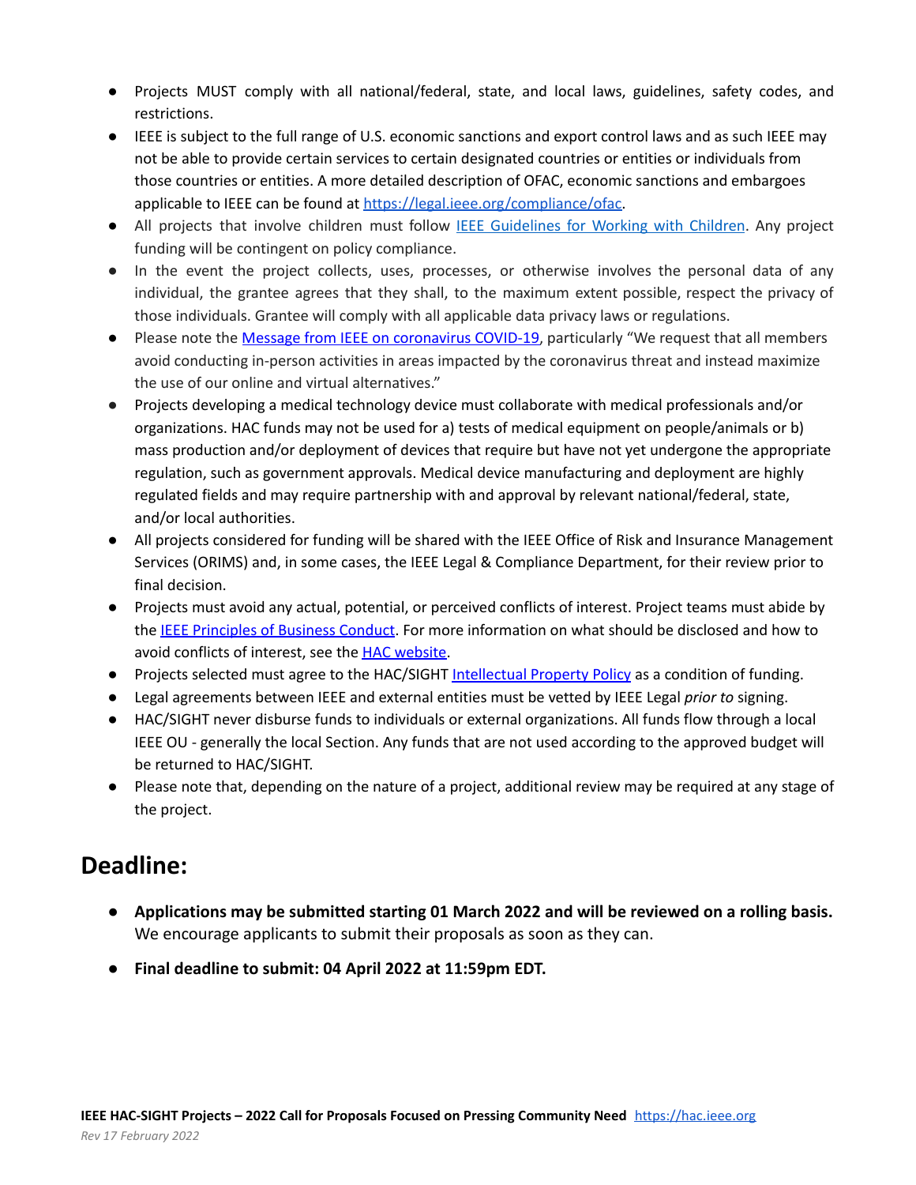- Projects MUST comply with all national/federal, state, and local laws, guidelines, safety codes, and restrictions.
- IEEE is subject to the full range of U.S. economic sanctions and export control laws and as such IEEE may not be able to provide certain services to certain designated countries or entities or individuals from those countries or entities. A more detailed description of OFAC, economic sanctions and embargoes applicable to IEEE can be found at [https://legal.ieee.org/compliance/ofac](https://legal.ieee.org/compliance/ofac).
- All projects that involve children must follow [IEEE Guidelines for Working with Children](). Any project funding will be contingent on policy compliance.
- In the event the project collects, uses, processes, or otherwise involves the personal data of any individual, the grantee agrees that they shall, to the maximum extent possible, respect the privacy of those individuals. Grantee will comply with all applicable data privacy laws or regulations.
- Please note the [Message from IEEE on coronavirus COVID-19](), particularly "We request that all members avoid conducting in-person activities in areas impacted by the coronavirus threat and instead maximize the use of our online and virtual alternatives."
- Projects developing a medical technology device must collaborate with medical professionals and/or organizations. HAC funds may not be used for a) tests of medical equipment on people/animals or b) mass production and/or deployment of devices that require but have not yet undergone the appropriate regulation, such as government approvals. Medical device manufacturing and deployment are highly regulated fields and may require partnership with and approval by relevant national/federal, state, and/or local authorities.
- All projects considered for funding will be shared with the IEEE Office of Risk and Insurance Management Services (ORIMS) and, in some cases, the IEEE Legal & Compliance Department, for their review prior to final decision.
- Projects must avoid any actual, potential, or perceived conflicts of interest. Project teams must abide by the [IEEE Principles of Business Conduct](). For more information on what should be disclosed and how to avoid conflicts of interest, see the [HAC website]().
- Projects selected must agree to the HAC/SIGHT [Intellectual Property Policy]() as a condition of funding.
- Legal agreements between IEEE and external entities must be vetted by IEEE Legal *prior to* signing.
- HAC/SIGHT never disburse funds to individuals or external organizations. All funds flow through a local IEEE OU - generally the local Section. Any funds that are not used according to the approved budget will be returned to HAC/SIGHT.
- Please note that, depending on the nature of a project, additional review may be required at any stage of the project.

# Deadline:

- **Applications may be submitted starting 01 March 2022 and will be reviewed on a rolling basis.** We encourage applicants to submit their proposals as soon as they can.
- **Final deadline to submit: 04 April 2022 at 11:59pm EDT.**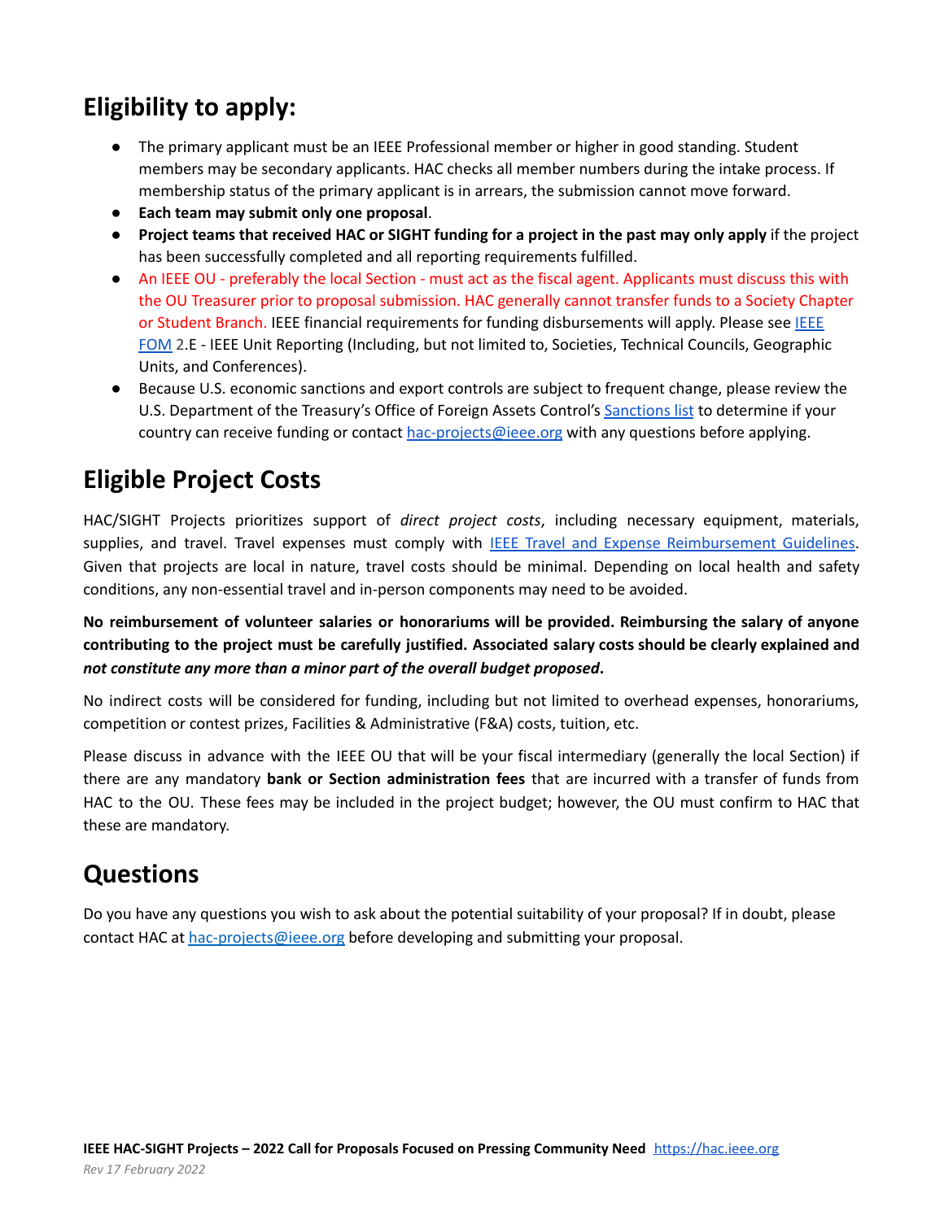## Eligibility to apply:

- The primary applicant must be an IEEE Professional member or higher in good standing. Student members may be secondary applicants. HAC checks all member numbers during the intake process. If membership status of the primary applicant is in arrears, the submission cannot move forward.
- **Each team may submit only one proposal**.
- **Project teams that received HAC or SIGHT funding for a project in the past may only apply** if the project has been successfully completed and all reporting requirements fulfilled.
- An IEEE OU - preferably the local Section - must act as the fiscal agent. Applicants must discuss this with the OU Treasurer prior to proposal submission. HAC generally cannot transfer funds to a Society Chapter or Student Branch. IEEE financial requirements for funding disbursements will apply. Please see [IEEE FOM](#) 2.E - IEEE Unit Reporting (Including, but not limited to, Societies, Technical Councils, Geographic Units, and Conferences).
- Because U.S. economic sanctions and export controls are subject to frequent change, please review the U.S. Department of the Treasury's Office of Foreign Assets Control's [Sanctions list](#) to determine if your country can receive funding or contact hac-projects@ieee.org with any questions before applying.

## Eligible Project Costs

HAC/SIGHT Projects prioritizes support of *direct project costs*, including necessary equipment, materials, supplies, and travel. Travel expenses must comply with [IEEE Travel and Expense Reimbursement Guidelines](#). Given that projects are local in nature, travel costs should be minimal. Depending on local health and safety conditions, any non-essential travel and in-person components may need to be avoided.

**No reimbursement of volunteer salaries or honorariums will be provided. Reimbursing the salary of anyone contributing to the project must be carefully justified. Associated salary costs should be clearly explained and *not constitute any more than a minor part of the overall budget proposed*.**

No indirect costs will be considered for funding, including but not limited to overhead expenses, honorariums, competition or contest prizes, Facilities & Administrative (F&A) costs, tuition, etc.

Please discuss in advance with the IEEE OU that will be your fiscal intermediary (generally the local Section) if there are any mandatory **bank or Section administration fees** that are incurred with a transfer of funds from HAC to the OU. These fees may be included in the project budget; however, the OU must confirm to HAC that these are mandatory.

## Questions

Do you have any questions you wish to ask about the potential suitability of your proposal? If in doubt, please contact HAC at hac-projects@ieee.org before developing and submitting your proposal.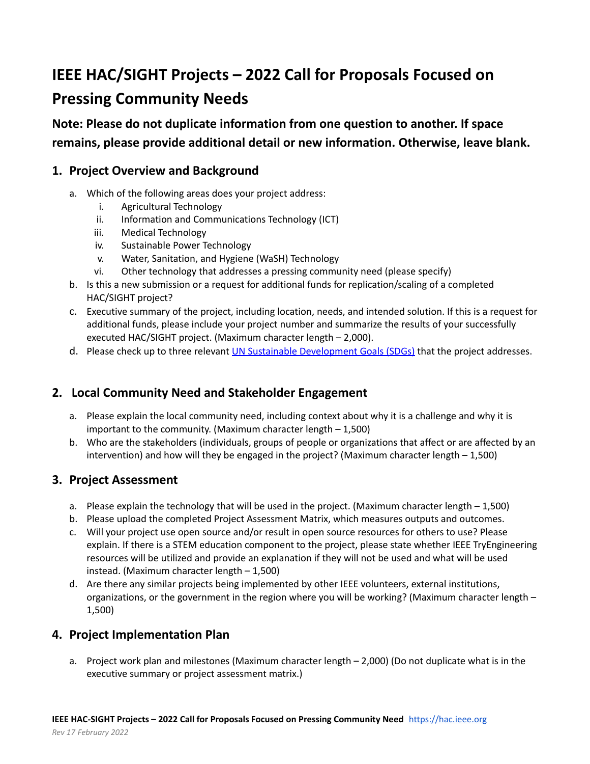# IEEE HAC/SIGHT Projects – 2022 Call for Proposals Focused on Pressing Community Needs

## Note: Please do not duplicate information from one question to another. If space remains, please provide additional detail or new information. Otherwise, leave blank.

### 1. Project Overview and Background

a. Which of the following areas does your project address:
   i. Agricultural Technology
   ii. Information and Communications Technology (ICT)
   iii. Medical Technology
   iv. Sustainable Power Technology
   v. Water, Sanitation, and Hygiene (WaSH) Technology
   vi. Other technology that addresses a pressing community need (please specify)

b. Is this a new submission or a request for additional funds for replication/scaling of a completed HAC/SIGHT project?

c. Executive summary of the project, including location, needs, and intended solution. If this is a request for additional funds, please include your project number and summarize the results of your successfully executed HAC/SIGHT project. (Maximum character length – 2,000).

d. Please check up to three relevant [UN Sustainable Development Goals (SDGs)] that the project addresses.

### 2. Local Community Need and Stakeholder Engagement

a. Please explain the local community need, including context about why it is a challenge and why it is important to the community. (Maximum character length – 1,500)

b. Who are the stakeholders (individuals, groups of people or organizations that affect or are affected by an intervention) and how will they be engaged in the project? (Maximum character length – 1,500)

### 3. Project Assessment

a. Please explain the technology that will be used in the project. (Maximum character length – 1,500)

b. Please upload the completed Project Assessment Matrix, which measures outputs and outcomes.

c. Will your project use open source and/or result in open source resources for others to use? Please explain. If there is a STEM education component to the project, please state whether IEEE TryEngineering resources will be utilized and provide an explanation if they will not be used and what will be used instead. (Maximum character length – 1,500)

d. Are there any similar projects being implemented by other IEEE volunteers, external institutions, organizations, or the government in the region where you will be working? (Maximum character length – 1,500)

### 4. Project Implementation Plan

a. Project work plan and milestones (Maximum character length – 2,000) (Do not duplicate what is in the executive summary or project assessment matrix.)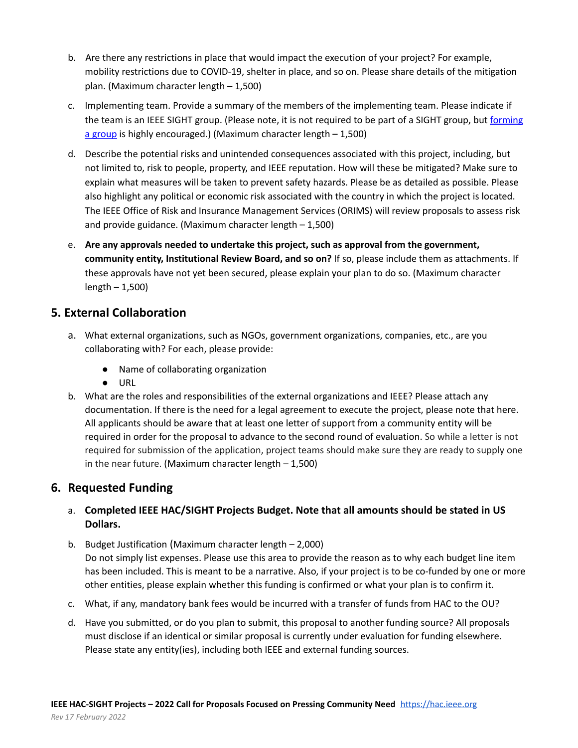b. Are there any restrictions in place that would impact the execution of your project? For example, mobility restrictions due to COVID-19, shelter in place, and so on. Please share details of the mitigation plan. (Maximum character length – 1,500)

c. Implementing team. Provide a summary of the members of the implementing team. Please indicate if the team is an IEEE SIGHT group. (Please note, it is not required to be part of a SIGHT group, but [forming a group]() is highly encouraged.) (Maximum character length – 1,500)

d. Describe the potential risks and unintended consequences associated with this project, including, but not limited to, risk to people, property, and IEEE reputation. How will these be mitigated? Make sure to explain what measures will be taken to prevent safety hazards. Please be as detailed as possible. Please also highlight any political or economic risk associated with the country in which the project is located. The IEEE Office of Risk and Insurance Management Services (ORIMS) will review proposals to assess risk and provide guidance. (Maximum character length – 1,500)

e. **Are any approvals needed to undertake this project, such as approval from the government, community entity, Institutional Review Board, and so on?** If so, please include them as attachments. If these approvals have not yet been secured, please explain your plan to do so. (Maximum character length – 1,500)

## 5. External Collaboration

a. What external organizations, such as NGOs, government organizations, companies, etc., are you collaborating with? For each, please provide:
   - Name of collaborating organization
   - URL

b. What are the roles and responsibilities of the external organizations and IEEE? Please attach any documentation. If there is the need for a legal agreement to execute the project, please note that here. All applicants should be aware that at least one letter of support from a community entity will be required in order for the proposal to advance to the second round of evaluation. So while a letter is not required for submission of the application, project teams should make sure they are ready to supply one in the near future. (Maximum character length – 1,500)

## 6. Requested Funding

a. **Completed IEEE HAC/SIGHT Projects Budget. Note that all amounts should be stated in US Dollars.**

b. Budget Justification (Maximum character length – 2,000)
Do not simply list expenses. Please use this area to provide the reason as to why each budget line item has been included. This is meant to be a narrative. Also, if your project is to be co-funded by one or more other entities, please explain whether this funding is confirmed or what your plan is to confirm it.

c. What, if any, mandatory bank fees would be incurred with a transfer of funds from HAC to the OU?

d. Have you submitted, or do you plan to submit, this proposal to another funding source? All proposals must disclose if an identical or similar proposal is currently under evaluation for funding elsewhere. Please state any entity(ies), including both IEEE and external funding sources.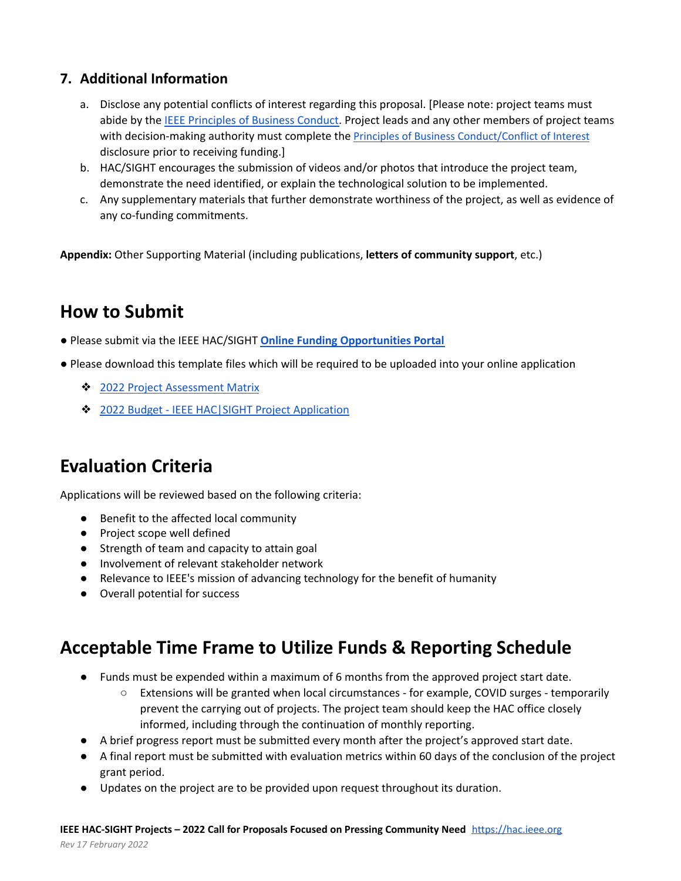### 7. Additional Information

a. Disclose any potential conflicts of interest regarding this proposal. [Please note: project teams must abide by the IEEE Principles of Business Conduct. Project leads and any other members of project teams with decision-making authority must complete the Principles of Business Conduct/Conflict of Interest disclosure prior to receiving funding.]

b. HAC/SIGHT encourages the submission of videos and/or photos that introduce the project team, demonstrate the need identified, or explain the technological solution to be implemented.

c. Any supplementary materials that further demonstrate worthiness of the project, as well as evidence of any co-funding commitments.

**Appendix:** Other Supporting Material (including publications, **letters of community support**, etc.)

## How to Submit

- Please submit via the IEEE HAC/SIGHT **Online Funding Opportunities Portal**
- Please download this template files which will be required to be uploaded into your online application
  - 2022 Project Assessment Matrix
  - 2022 Budget - IEEE HAC|SIGHT Project Application

## Evaluation Criteria

Applications will be reviewed based on the following criteria:

- Benefit to the affected local community
- Project scope well defined
- Strength of team and capacity to attain goal
- Involvement of relevant stakeholder network
- Relevance to IEEE's mission of advancing technology for the benefit of humanity
- Overall potential for success

## Acceptable Time Frame to Utilize Funds & Reporting Schedule

- Funds must be expended within a maximum of 6 months from the approved project start date.
  - Extensions will be granted when local circumstances - for example, COVID surges - temporarily prevent the carrying out of projects. The project team should keep the HAC office closely informed, including through the continuation of monthly reporting.
- A brief progress report must be submitted every month after the project's approved start date.
- A final report must be submitted with evaluation metrics within 60 days of the conclusion of the project grant period.
- Updates on the project are to be provided upon request throughout its duration.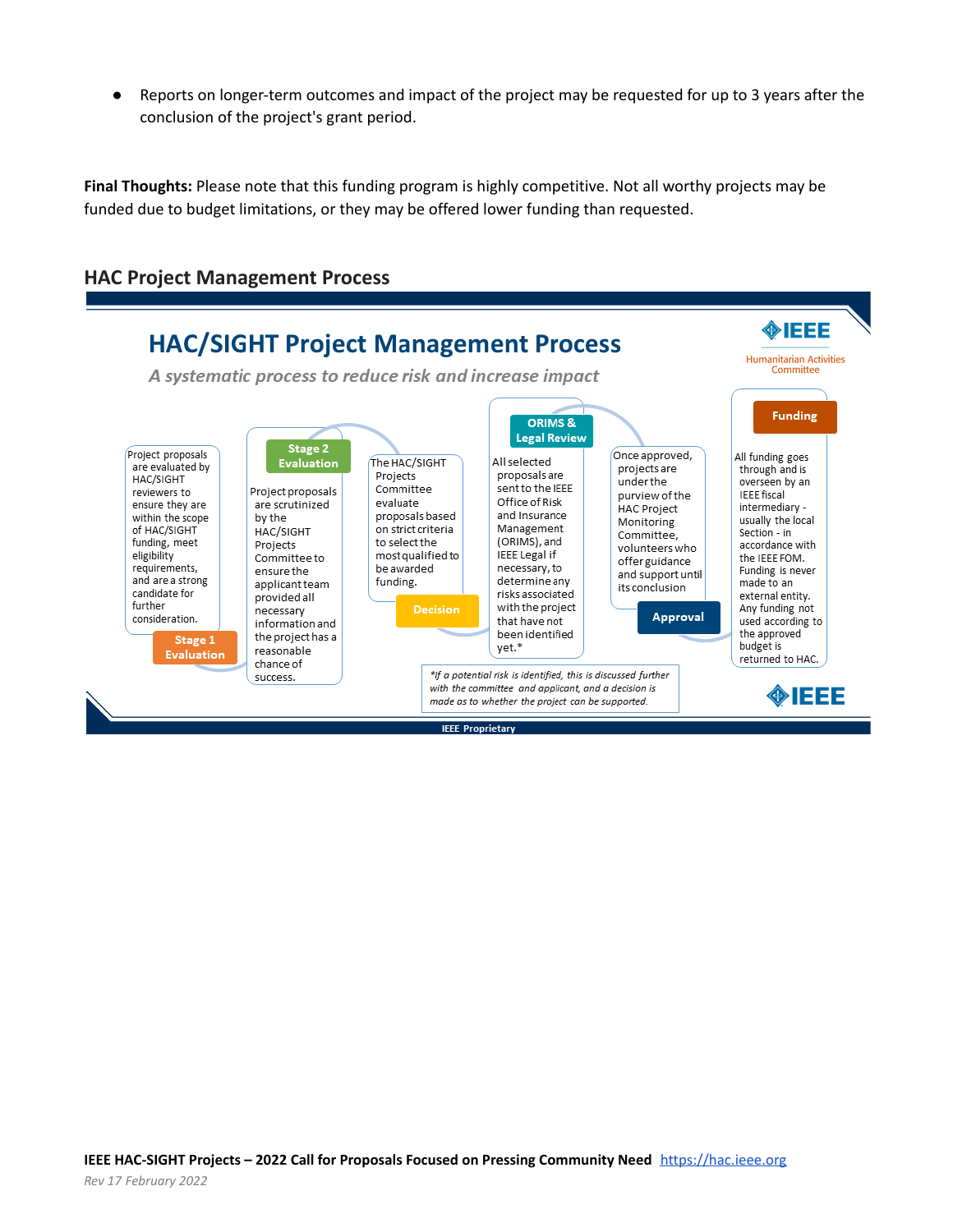- Reports on longer-term outcomes and impact of the project may be requested for up to 3 years after the conclusion of the project's grant period.

**Final Thoughts:** Please note that this funding program is highly competitive. Not all worthy projects may be funded due to budget limitations, or they may be offered lower funding than requested.

## HAC Project Management Process

# HAC/SIGHT Project Management Process

*A systematic process to reduce risk and increase impact*

IEEE Humanitarian Activities Committee

**Stage 1 Evaluation**

Project proposals are evaluated by HAC/SIGHT reviewers to ensure they are within the scope of HAC/SIGHT funding, meet eligibility requirements, and are a strong candidate for further consideration.

**Stage 2 Evaluation**

Project proposals are scrutinized by the HAC/SIGHT Projects Committee to ensure the applicant team provided all necessary information and the project has a reasonable chance of success.

**Decision**

The HAC/SIGHT Projects Committee evaluate proposals based on strict criteria to select the most qualified to be awarded funding.

**ORIMS & Legal Review**

All selected proposals are sent to the IEEE Office of Risk and Insurance Management (ORIMS), and IEEE Legal if necessary, to determine any risks associated with the project that have not been identified yet.*

**Approval**

Once approved, projects are under the purview of the HAC Project Monitoring Committee, volunteers who offer guidance and support until its conclusion

**Funding**

All funding goes through and is overseen by an IEEE fiscal intermediary - usually the local Section - in accordance with the IEEE FOM. Funding is never made to an external entity. Any funding not used according to the approved budget is returned to HAC.

*\*If a potential risk is identified, this is discussed further with the committee and applicant, and a decision is made as to whether the project can be supported.*

IEEE Proprietary

**IEEE HAC-SIGHT Projects – 2022 Call for Proposals Focused on Pressing Community Need** https://hac.ieee.org

*Rev 17 February 2022*